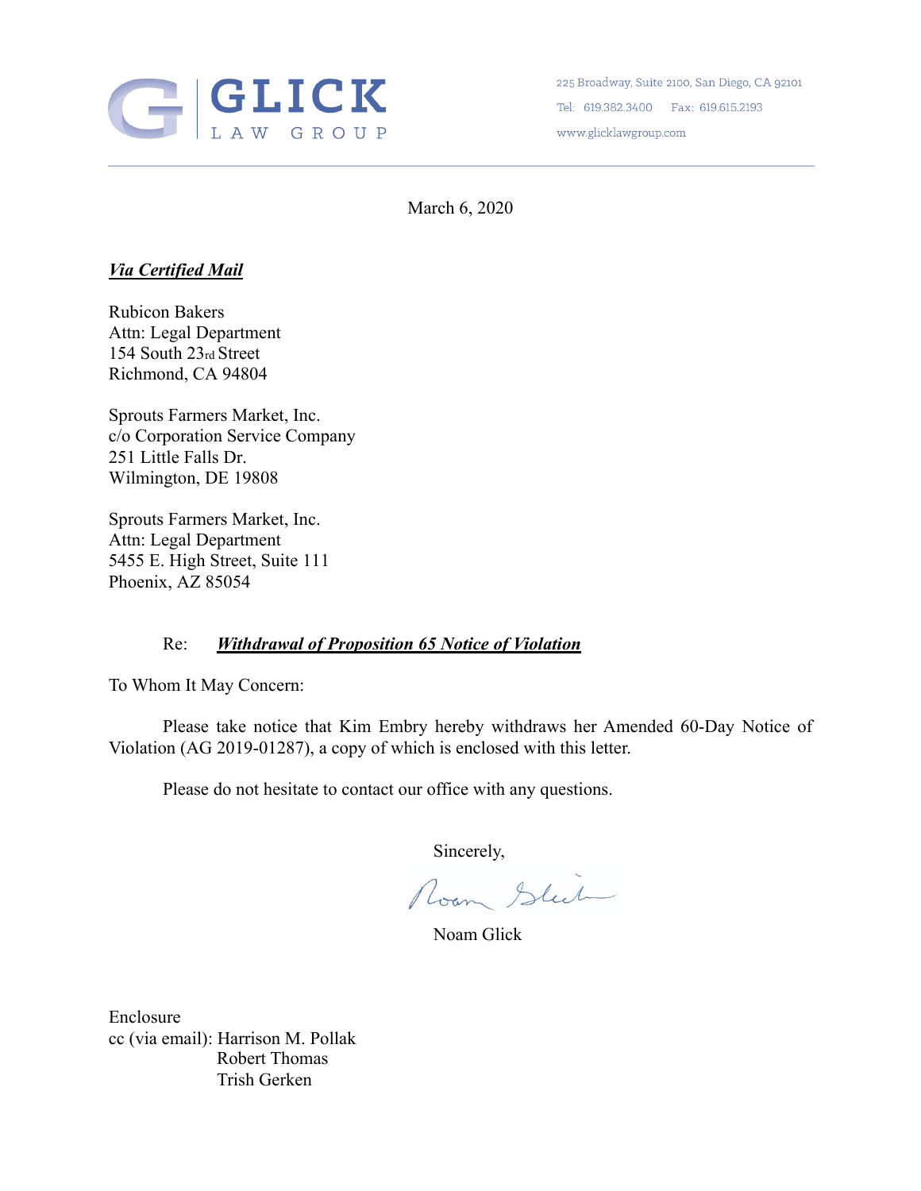**GLICK**
LAW GROUP

225 Broadway, Suite 2100, San Diego, CA 92101
Tel: 619.382.3400 Fax: 619.615.2193
www.glicklawgroup.com

March 6, 2020

***Via Certified Mail***

Rubicon Bakers
Attn: Legal Department
154 South 23rd Street
Richmond, CA 94804

Sprouts Farmers Market, Inc.
c/o Corporation Service Company
251 Little Falls Dr.
Wilmington, DE 19808

Sprouts Farmers Market, Inc.
Attn: Legal Department
5455 E. High Street, Suite 111
Phoenix, AZ 85054

Re: ***Withdrawal of Proposition 65 Notice of Violation***

To Whom It May Concern:

Please take notice that Kim Embry hereby withdraws her Amended 60-Day Notice of Violation (AG 2019-01287), a copy of which is enclosed with this letter.

Please do not hesitate to contact our office with any questions.

Sincerely,

Noam Glick

Enclosure
cc (via email): Harrison M. Pollak
Robert Thomas
Trish Gerken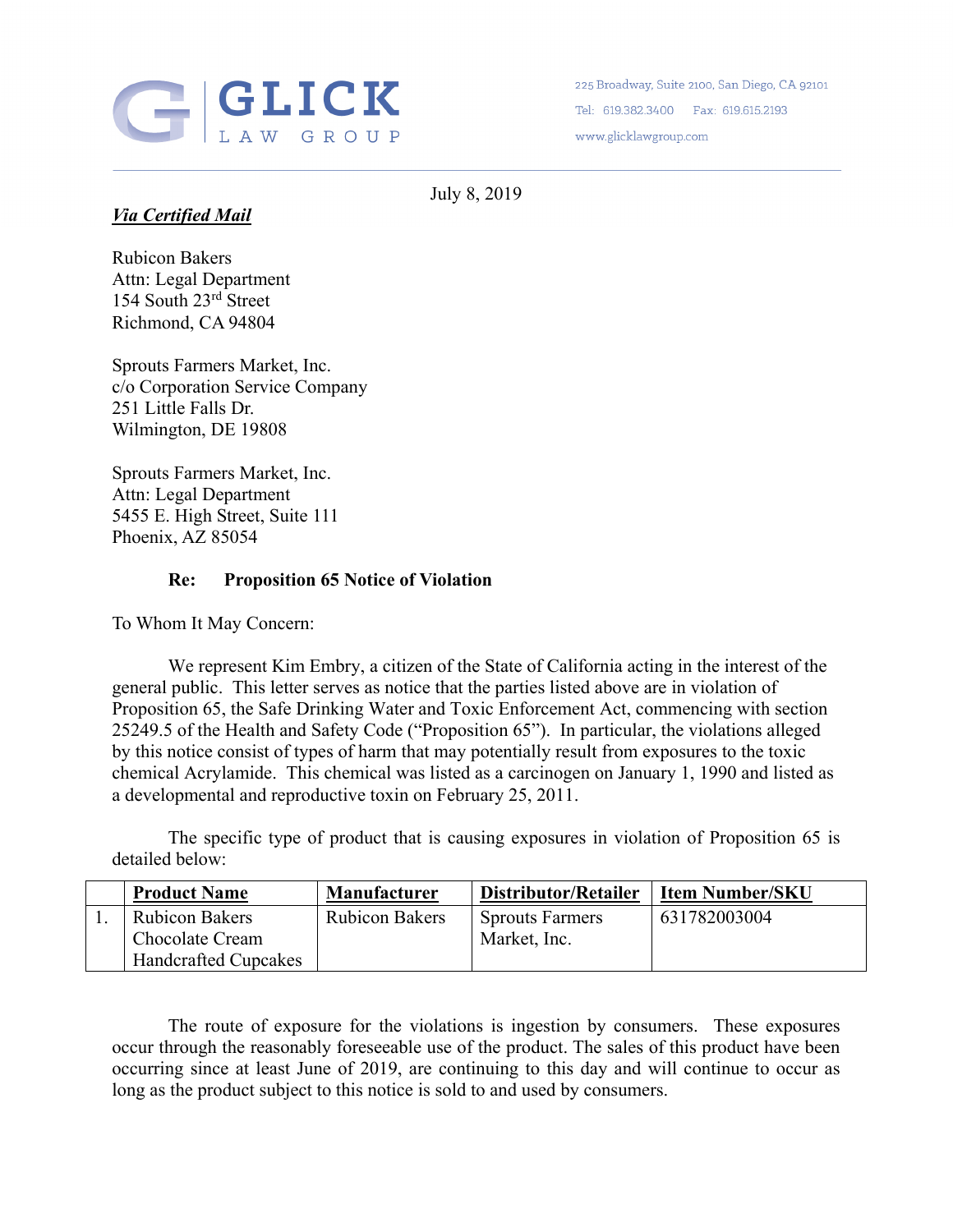**GLICK LAW GROUP**

225 Broadway, Suite 2100, San Diego, CA 92101
Tel: 619.382.3400 Fax: 619.615.2193
www.glicklawgroup.com

July 8, 2019

***Via Certified Mail***

Rubicon Bakers
Attn: Legal Department
154 South 23rd Street
Richmond, CA 94804

Sprouts Farmers Market, Inc.
c/o Corporation Service Company
251 Little Falls Dr.
Wilmington, DE 19808

Sprouts Farmers Market, Inc.
Attn: Legal Department
5455 E. High Street, Suite 111
Phoenix, AZ 85054

**Re: Proposition 65 Notice of Violation**

To Whom It May Concern:

We represent Kim Embry, a citizen of the State of California acting in the interest of the general public. This letter serves as notice that the parties listed above are in violation of Proposition 65, the Safe Drinking Water and Toxic Enforcement Act, commencing with section 25249.5 of the Health and Safety Code ("Proposition 65"). In particular, the violations alleged by this notice consist of types of harm that may potentially result from exposures to the toxic chemical Acrylamide. This chemical was listed as a carcinogen on January 1, 1990 and listed as a developmental and reproductive toxin on February 25, 2011.

The specific type of product that is causing exposures in violation of Proposition 65 is detailed below:

| | Product Name | Manufacturer | Distributor/Retailer | Item Number/SKU |
|---|---|---|---|---|
| 1. | Rubicon Bakers Chocolate Cream Handcrafted Cupcakes | Rubicon Bakers | Sprouts Farmers Market, Inc. | 631782003004 |

The route of exposure for the violations is ingestion by consumers. These exposures occur through the reasonably foreseeable use of the product. The sales of this product have been occurring since at least June of 2019, are continuing to this day and will continue to occur as long as the product subject to this notice is sold to and used by consumers.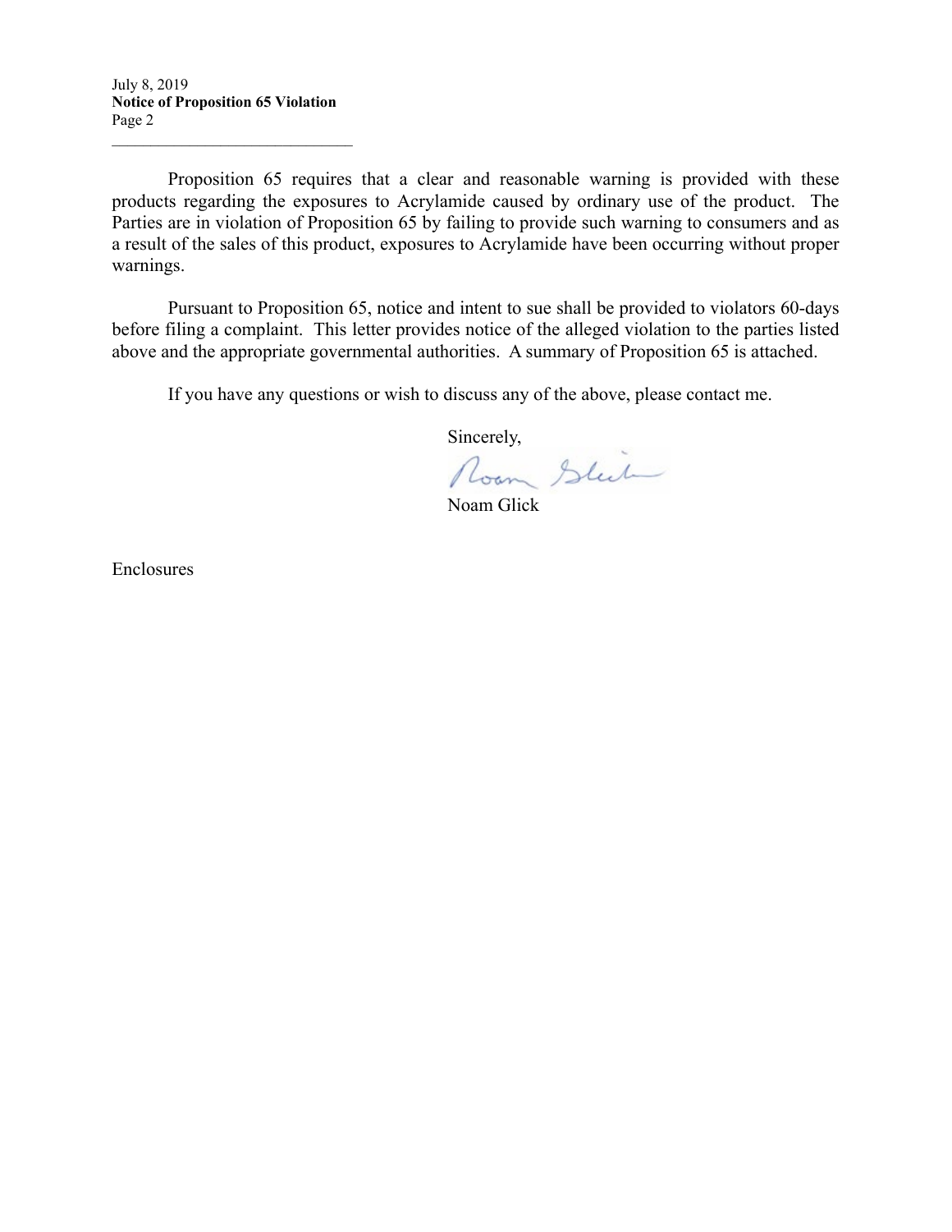Proposition 65 requires that a clear and reasonable warning is provided with these products regarding the exposures to Acrylamide caused by ordinary use of the product. The Parties are in violation of Proposition 65 by failing to provide such warning to consumers and as a result of the sales of this product, exposures to Acrylamide have been occurring without proper warnings.

Pursuant to Proposition 65, notice and intent to sue shall be provided to violators 60-days before filing a complaint. This letter provides notice of the alleged violation to the parties listed above and the appropriate governmental authorities. A summary of Proposition 65 is attached.

If you have any questions or wish to discuss any of the above, please contact me.

Sincerely,

Noam Glick

Enclosures